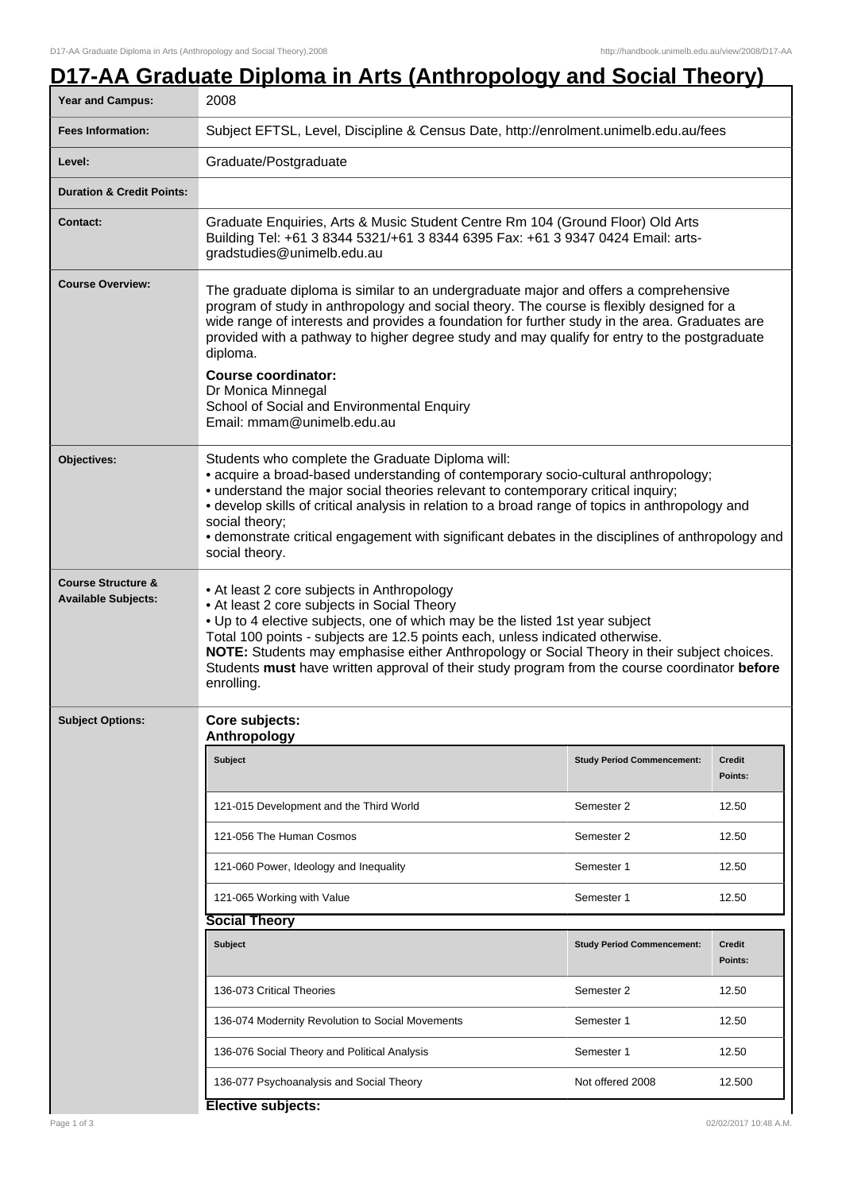# D17-AA Graduate Diploma in Arts (Anthropology and Social Theory)

| | |
|---|---|
| **Year and Campus:** | 2008 |
| **Fees Information:** | Subject EFTSL, Level, Discipline & Census Date, http://enrolment.unimelb.edu.au/fees |
| **Level:** | Graduate/Postgraduate |
| **Duration & Credit Points:** | |
| **Contact:** | Graduate Enquiries, Arts & Music Student Centre Rm 104 (Ground Floor) Old Arts Building Tel: +61 3 8344 5321/+61 3 8344 6395 Fax: +61 3 9347 0424 Email: arts-gradstudies@unimelb.edu.au |
| **Course Overview:** | The graduate diploma is similar to an undergraduate major and offers a comprehensive program of study in anthropology and social theory. The course is flexibly designed for a wide range of interests and provides a foundation for further study in the area. Graduates are provided with a pathway to higher degree study and may qualify for entry to the postgraduate diploma.<br><br>**Course coordinator:**<br>Dr Monica Minnegal<br>School of Social and Environmental Enquiry<br>Email: mmam@unimelb.edu.au |
| **Objectives:** | Students who complete the Graduate Diploma will:<br>• acquire a broad-based understanding of contemporary socio-cultural anthropology;<br>• understand the major social theories relevant to contemporary critical inquiry;<br>• develop skills of critical analysis in relation to a broad range of topics in anthropology and social theory;<br>• demonstrate critical engagement with significant debates in the disciplines of anthropology and social theory. |
| **Course Structure & Available Subjects:** | • At least 2 core subjects in Anthropology<br>• At least 2 core subjects in Social Theory<br>• Up to 4 elective subjects, one of which may be the listed 1st year subject<br>Total 100 points - subjects are 12.5 points each, unless indicated otherwise.<br>**NOTE:** Students may emphasise either Anthropology or Social Theory in their subject choices. Students **must** have written approval of their study program from the course coordinator **before** enrolling. |

**Subject Options:**

**Core subjects:**

**Anthropology**

| Subject | Study Period Commencement: | Credit Points: |
|---|---|---|
| 121-015 Development and the Third World | Semester 2 | 12.50 |
| 121-056 The Human Cosmos | Semester 2 | 12.50 |
| 121-060 Power, Ideology and Inequality | Semester 1 | 12.50 |
| 121-065 Working with Value | Semester 1 | 12.50 |

**Social Theory**

| Subject | Study Period Commencement: | Credit Points: |
|---|---|---|
| 136-073 Critical Theories | Semester 2 | 12.50 |
| 136-074 Modernity Revolution to Social Movements | Semester 1 | 12.50 |
| 136-076 Social Theory and Political Analysis | Semester 1 | 12.50 |
| 136-077 Psychoanalysis and Social Theory | Not offered 2008 | 12.500 |

**Elective subjects:**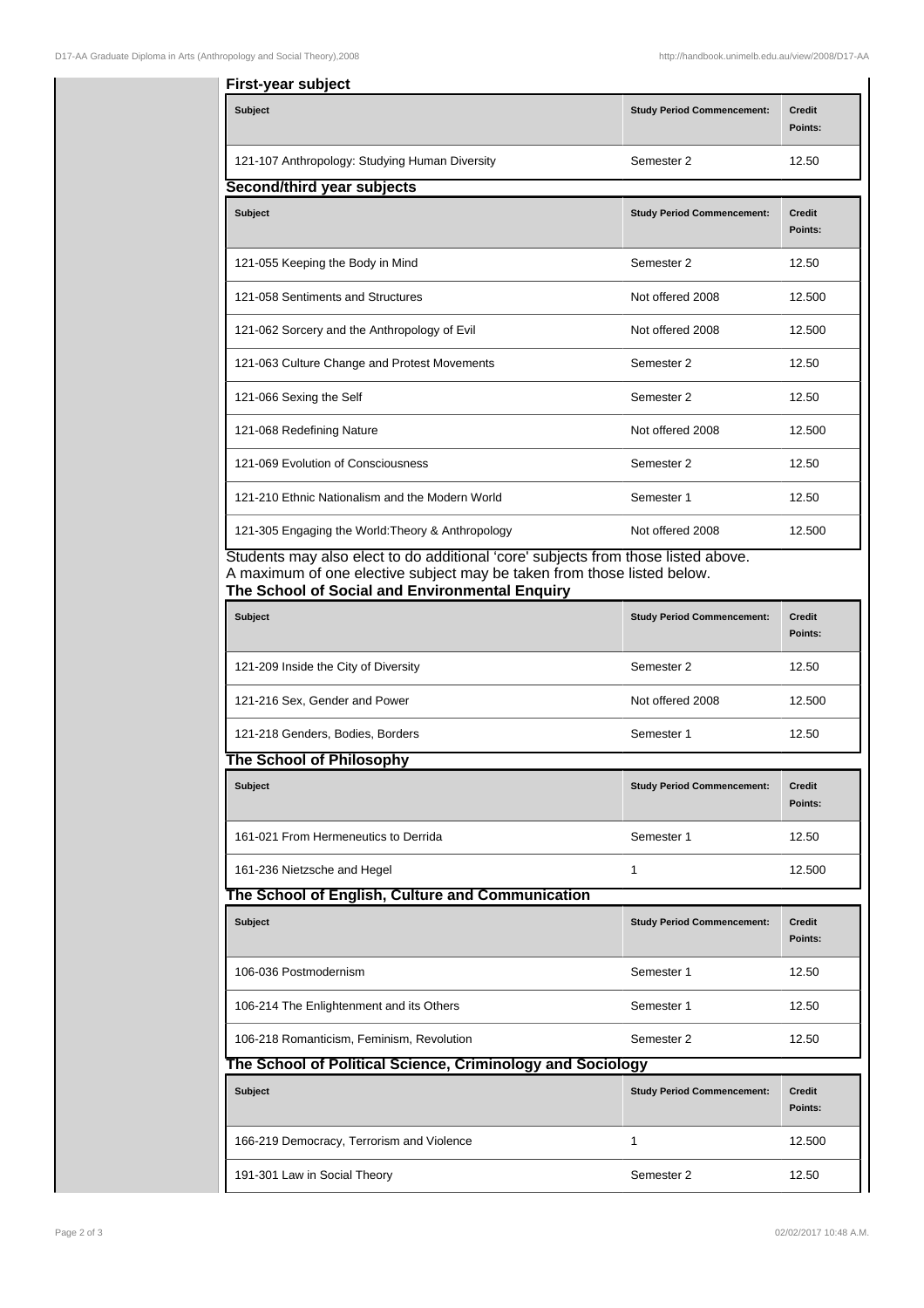#### First-year subject

| Subject | Study Period Commencement: | Credit Points: |
| --- | --- | --- |
| 121-107 Anthropology: Studying Human Diversity | Semester 2 | 12.50 |

#### Second/third year subjects

| Subject | Study Period Commencement: | Credit Points: |
| --- | --- | --- |
| 121-055 Keeping the Body in Mind | Semester 2 | 12.50 |
| 121-058 Sentiments and Structures | Not offered 2008 | 12.500 |
| 121-062 Sorcery and the Anthropology of Evil | Not offered 2008 | 12.500 |
| 121-063 Culture Change and Protest Movements | Semester 2 | 12.50 |
| 121-066 Sexing the Self | Semester 2 | 12.50 |
| 121-068 Redefining Nature | Not offered 2008 | 12.500 |
| 121-069 Evolution of Consciousness | Semester 2 | 12.50 |
| 121-210 Ethnic Nationalism and the Modern World | Semester 1 | 12.50 |
| 121-305 Engaging the World:Theory & Anthropology | Not offered 2008 | 12.500 |

Students may also elect to do additional 'core' subjects from those listed above.
A maximum of one elective subject may be taken from those listed below.

#### The School of Social and Environmental Enquiry

| Subject | Study Period Commencement: | Credit Points: |
| --- | --- | --- |
| 121-209 Inside the City of Diversity | Semester 2 | 12.50 |
| 121-216 Sex, Gender and Power | Not offered 2008 | 12.500 |
| 121-218 Genders, Bodies, Borders | Semester 1 | 12.50 |

#### The School of Philosophy

| Subject | Study Period Commencement: | Credit Points: |
| --- | --- | --- |
| 161-021 From Hermeneutics to Derrida | Semester 1 | 12.50 |
| 161-236 Nietzsche and Hegel | 1 | 12.500 |

#### The School of English, Culture and Communication

| Subject | Study Period Commencement: | Credit Points: |
| --- | --- | --- |
| 106-036 Postmodernism | Semester 1 | 12.50 |
| 106-214 The Enlightenment and its Others | Semester 1 | 12.50 |
| 106-218 Romanticism, Feminism, Revolution | Semester 2 | 12.50 |

#### The School of Political Science, Criminology and Sociology

| Subject | Study Period Commencement: | Credit Points: |
| --- | --- | --- |
| 166-219 Democracy, Terrorism and Violence | 1 | 12.500 |
| 191-301 Law in Social Theory | Semester 2 | 12.50 |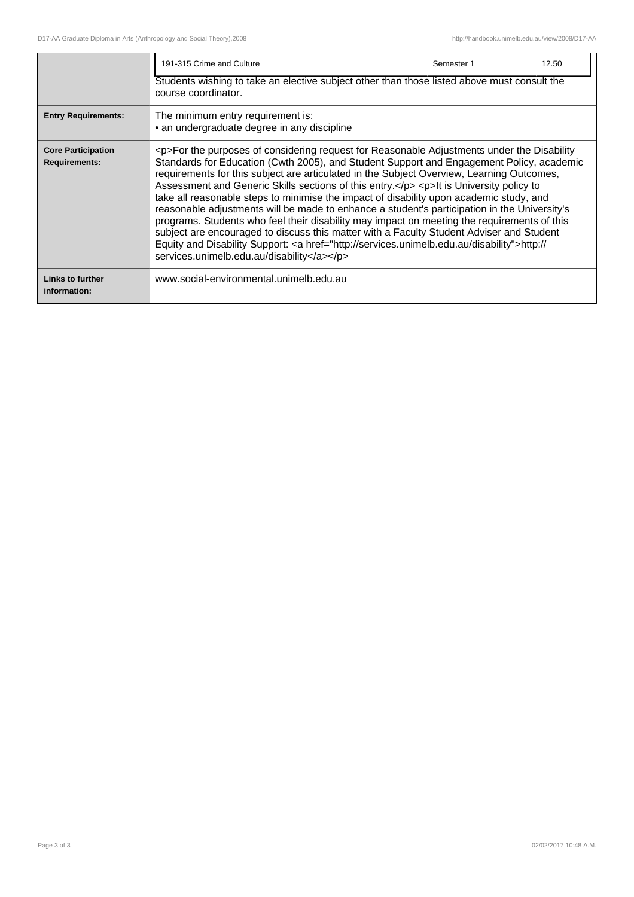| | | | |
|---|---|---|---|
| | 191-315 Crime and Culture | Semester 1 | 12.50 |
| | Students wishing to take an elective subject other than those listed above must consult the course coordinator. | | |
| **Entry Requirements:** | The minimum entry requirement is:<br>• an undergraduate degree in any discipline | | |
| **Core Participation Requirements:** | <p>For the purposes of considering request for Reasonable Adjustments under the Disability Standards for Education (Cwth 2005), and Student Support and Engagement Policy, academic requirements for this subject are articulated in the Subject Overview, Learning Outcomes, Assessment and Generic Skills sections of this entry.</p> <p>It is University policy to take all reasonable steps to minimise the impact of disability upon academic study, and reasonable adjustments will be made to enhance a student's participation in the University's programs. Students who feel their disability may impact on meeting the requirements of this subject are encouraged to discuss this matter with a Faculty Student Adviser and Student Equity and Disability Support: <a href="http://services.unimelb.edu.au/disability">http://services.unimelb.edu.au/disability</a></p> | | |
| **Links to further information:** | www.social-environmental.unimelb.edu.au | | |